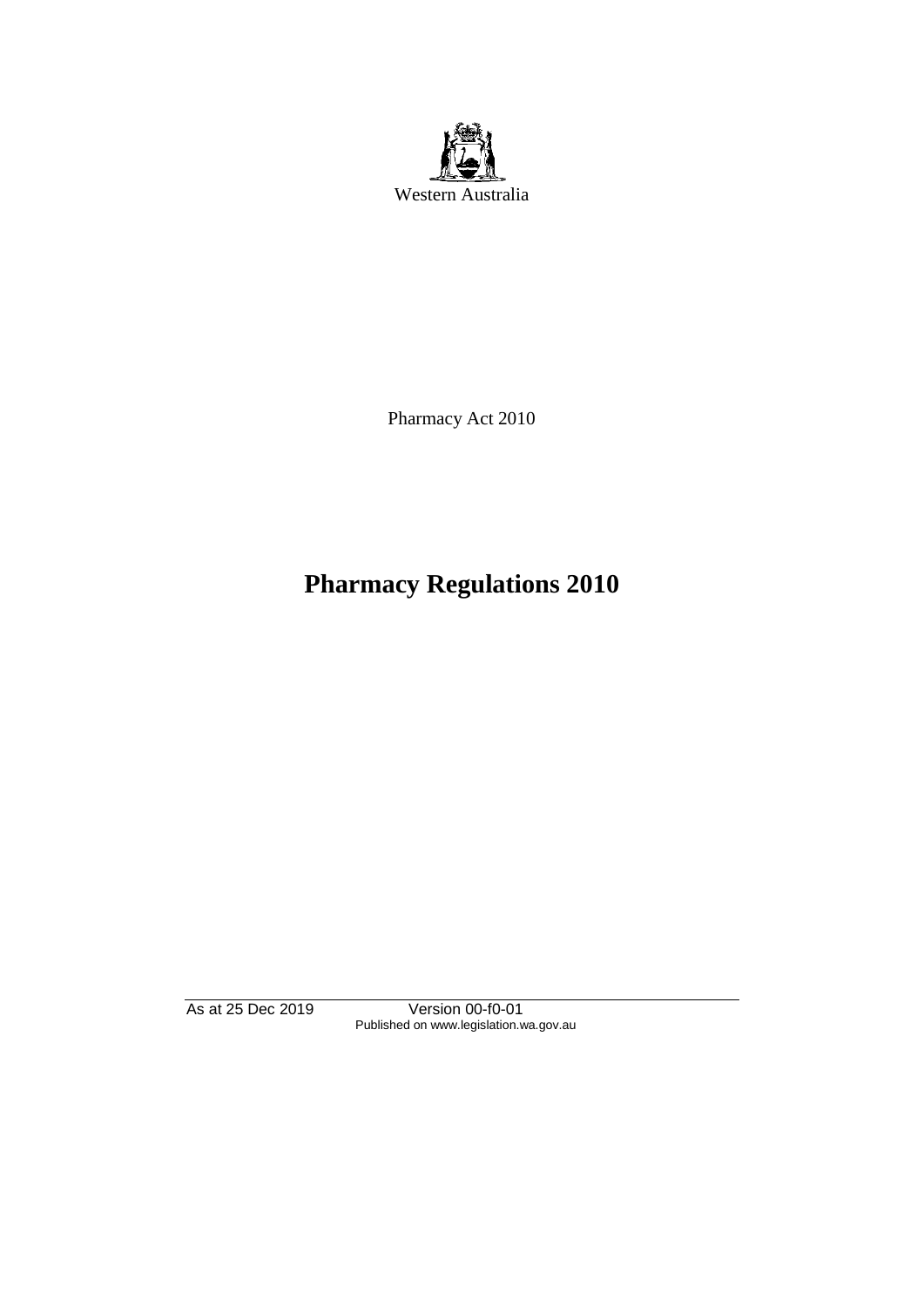Western Australia

Pharmacy Act 2010

# Pharmacy Regulations 2010

As at 25 Dec 2019 Version 00-f0-01
Published on www.legislation.wa.gov.au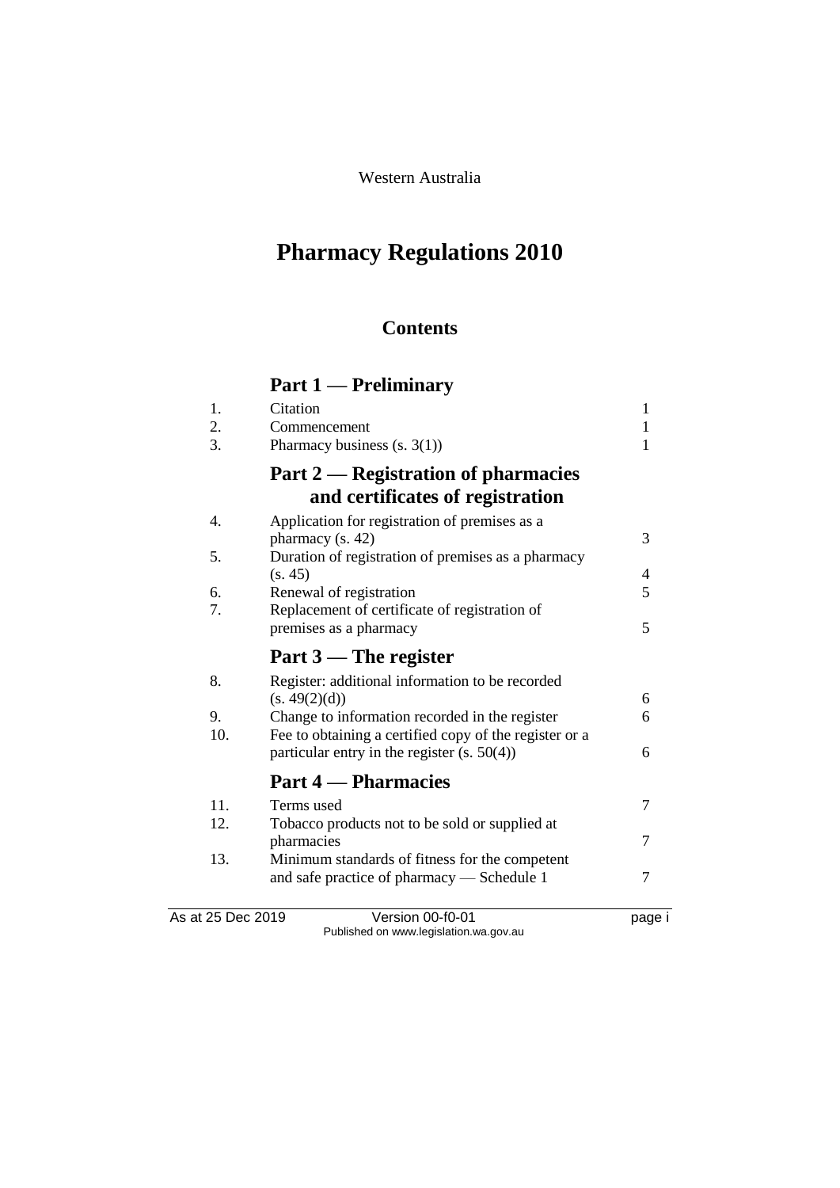Western Australia

# Pharmacy Regulations 2010

## Contents

## Part 1 — Preliminary

| | | |
|---|---|---|
| 1. | Citation | 1 |
| 2. | Commencement | 1 |
| 3. | Pharmacy business (s. 3(1)) | 1 |

## Part 2 — Registration of pharmacies and certificates of registration

| | | |
|---|---|---|
| 4. | Application for registration of premises as a pharmacy (s. 42) | 3 |
| 5. | Duration of registration of premises as a pharmacy (s. 45) | 4 |
| 6. | Renewal of registration | 5 |
| 7. | Replacement of certificate of registration of premises as a pharmacy | 5 |

## Part 3 — The register

| | | |
|---|---|---|
| 8. | Register: additional information to be recorded (s. 49(2)(d)) | 6 |
| 9. | Change to information recorded in the register | 6 |
| 10. | Fee to obtaining a certified copy of the register or a particular entry in the register (s. 50(4)) | 6 |

## Part 4 — Pharmacies

| | | |
|---|---|---|
| 11. | Terms used | 7 |
| 12. | Tobacco products not to be sold or supplied at pharmacies | 7 |
| 13. | Minimum standards of fitness for the competent and safe practice of pharmacy — Schedule 1 | 7 |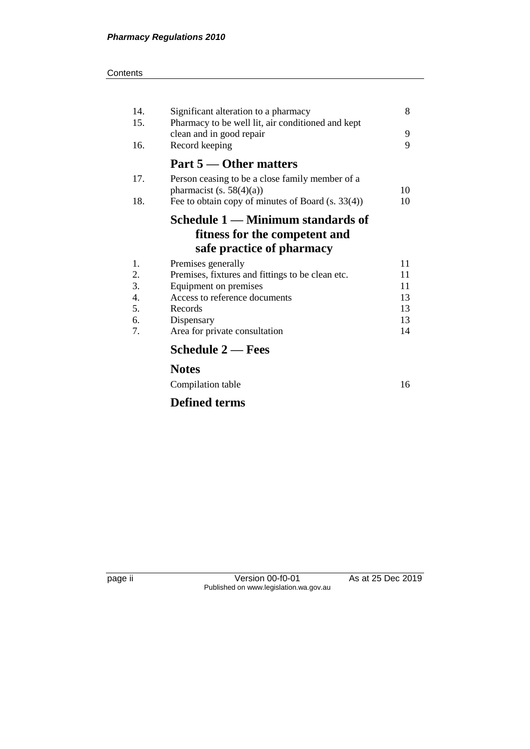| | | |
|---|---|---|
| 14. | Significant alteration to a pharmacy | 8 |
| 15. | Pharmacy to be well lit, air conditioned and kept clean and in good repair | 9 |
| 16. | Record keeping | 9 |

## Part 5 — Other matters

| | | |
|---|---|---|
| 17. | Person ceasing to be a close family member of a pharmacist (s. 58(4)(a)) | 10 |
| 18. | Fee to obtain copy of minutes of Board (s. 33(4)) | 10 |

## Schedule 1 — Minimum standards of fitness for the competent and safe practice of pharmacy

| | | |
|---|---|---|
| 1. | Premises generally | 11 |
| 2. | Premises, fixtures and fittings to be clean etc. | 11 |
| 3. | Equipment on premises | 11 |
| 4. | Access to reference documents | 13 |
| 5. | Records | 13 |
| 6. | Dispensary | 13 |
| 7. | Area for private consultation | 14 |

## Schedule 2 — Fees

## Notes

Compilation table 16

## Defined terms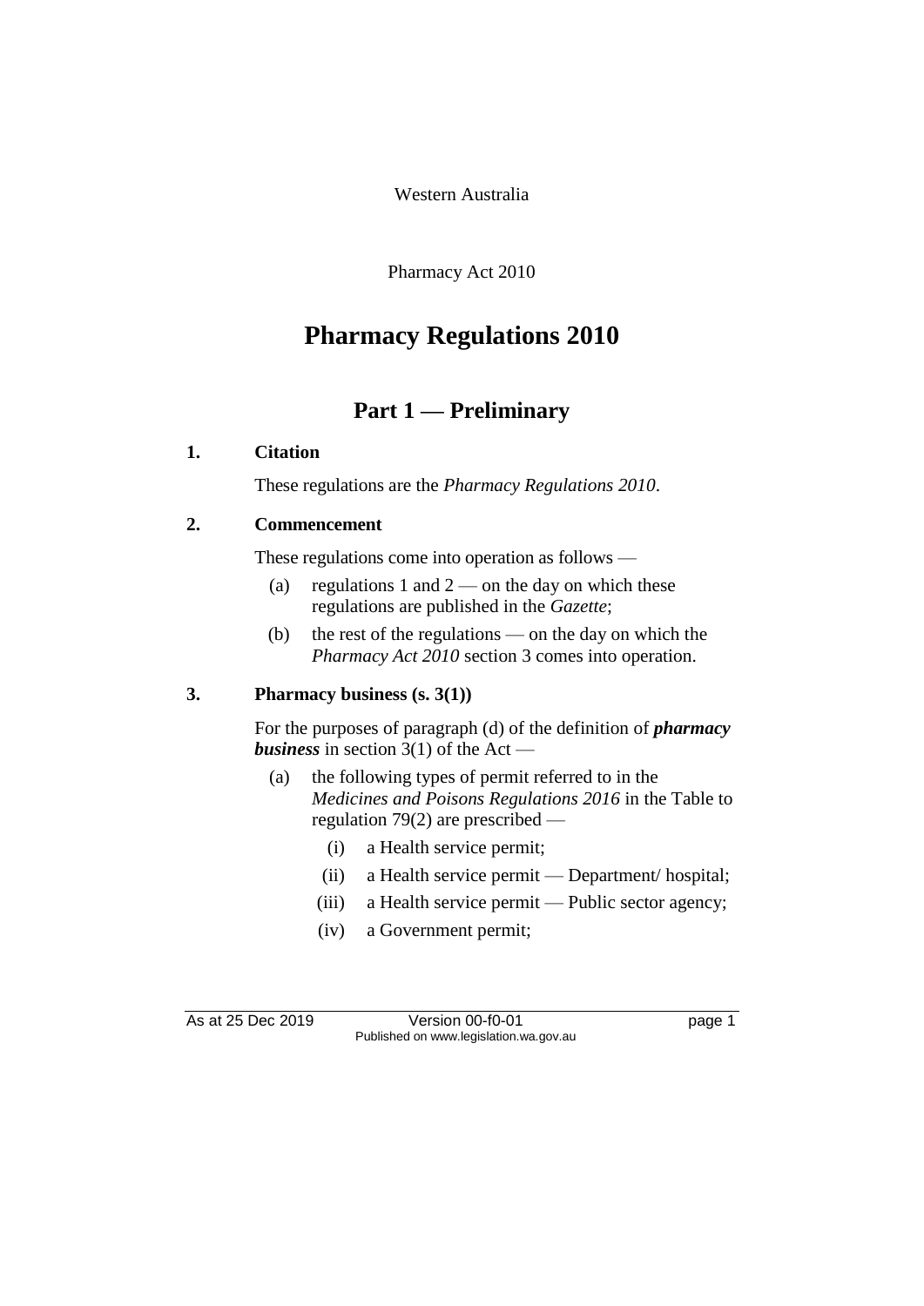Western Australia

Pharmacy Act 2010

# Pharmacy Regulations 2010

## Part 1 — Preliminary

### 1. Citation

These regulations are the *Pharmacy Regulations 2010*.

### 2. Commencement

These regulations come into operation as follows —

(a) regulations 1 and 2 — on the day on which these regulations are published in the *Gazette*;

(b) the rest of the regulations — on the day on which the *Pharmacy Act 2010* section 3 comes into operation.

### 3. Pharmacy business (s. 3(1))

For the purposes of paragraph (d) of the definition of ***pharmacy business*** in section 3(1) of the Act —

(a) the following types of permit referred to in the *Medicines and Poisons Regulations 2016* in the Table to regulation 79(2) are prescribed —

(i) a Health service permit;

(ii) a Health service permit — Department/ hospital;

(iii) a Health service permit — Public sector agency;

(iv) a Government permit;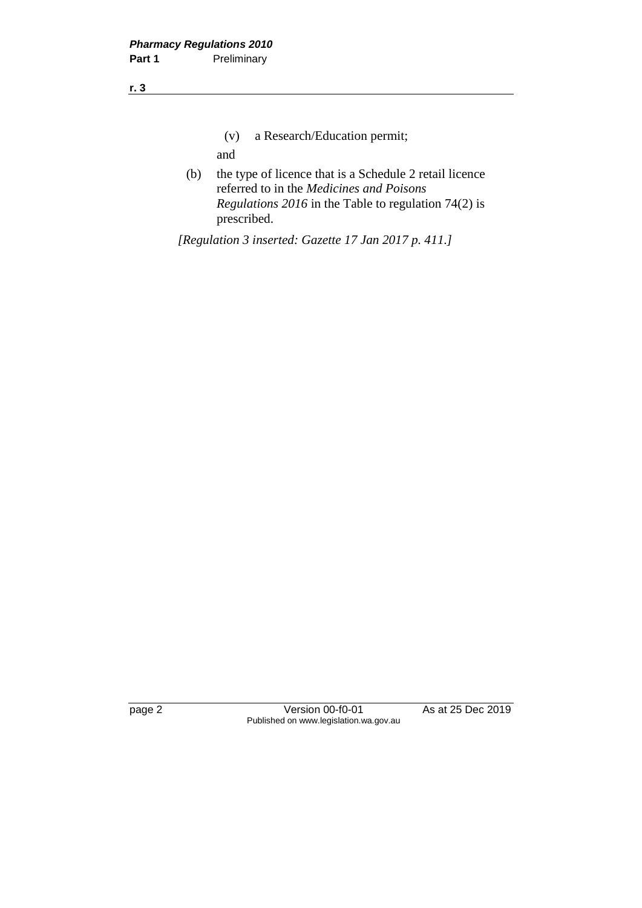(v) a Research/Education permit;

and

(b) the type of licence that is a Schedule 2 retail licence referred to in the *Medicines and Poisons Regulations 2016* in the Table to regulation 74(2) is prescribed.

*[Regulation 3 inserted: Gazette 17 Jan 2017 p. 411.]*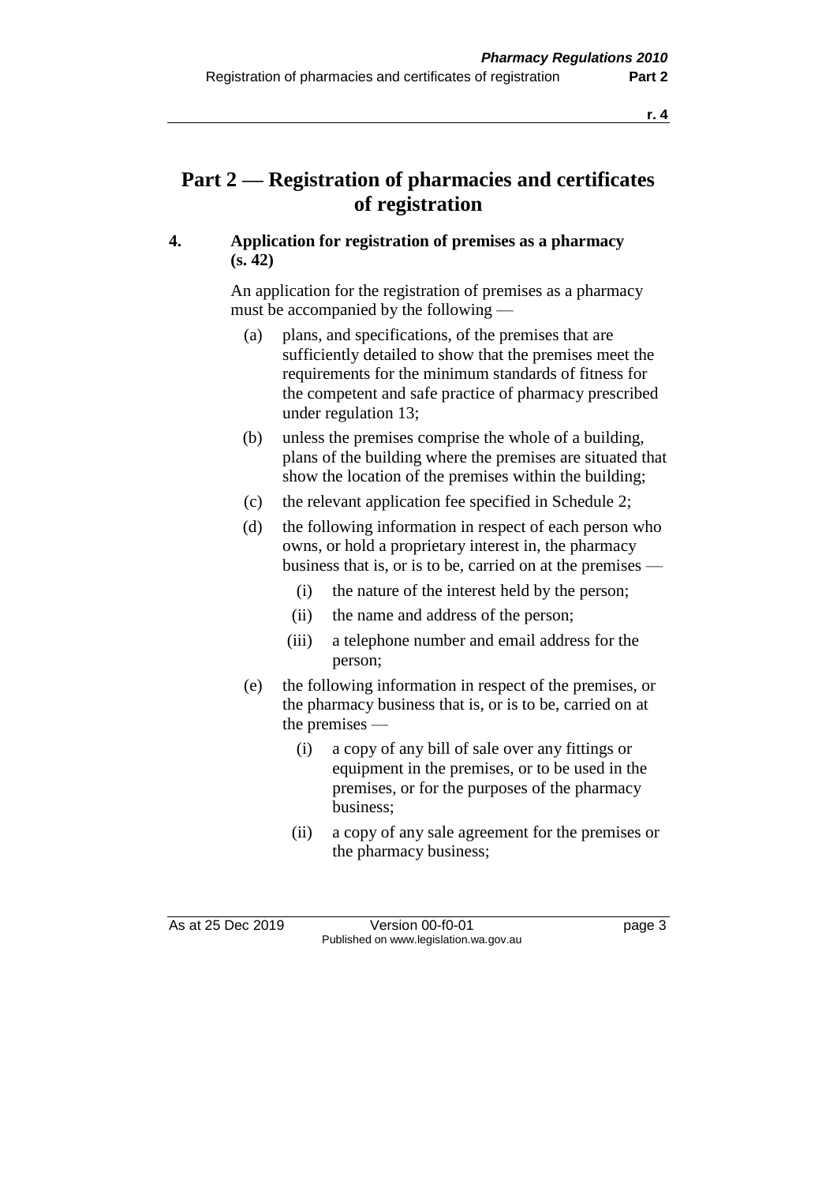# Part 2 — Registration of pharmacies and certificates of registration

### 4. Application for registration of premises as a pharmacy (s. 42)

An application for the registration of premises as a pharmacy must be accompanied by the following —

(a) plans, and specifications, of the premises that are sufficiently detailed to show that the premises meet the requirements for the minimum standards of fitness for the competent and safe practice of pharmacy prescribed under regulation 13;

(b) unless the premises comprise the whole of a building, plans of the building where the premises are situated that show the location of the premises within the building;

(c) the relevant application fee specified in Schedule 2;

(d) the following information in respect of each person who owns, or hold a proprietary interest in, the pharmacy business that is, or is to be, carried on at the premises —

  (i) the nature of the interest held by the person;

  (ii) the name and address of the person;

  (iii) a telephone number and email address for the person;

(e) the following information in respect of the premises, or the pharmacy business that is, or is to be, carried on at the premises —

  (i) a copy of any bill of sale over any fittings or equipment in the premises, or to be used in the premises, or for the purposes of the pharmacy business;

  (ii) a copy of any sale agreement for the premises or the pharmacy business;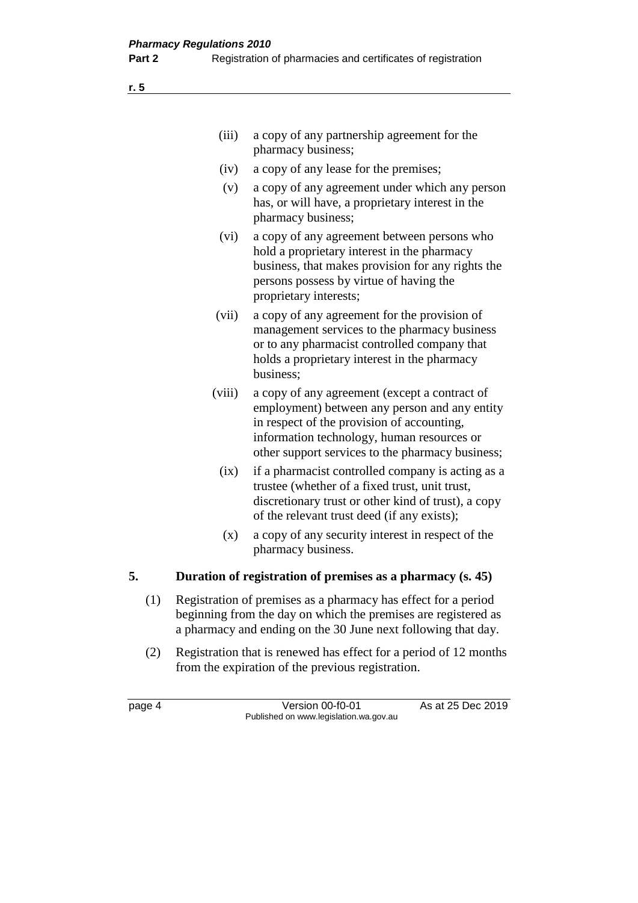(iii) a copy of any partnership agreement for the pharmacy business;

(iv) a copy of any lease for the premises;

(v) a copy of any agreement under which any person has, or will have, a proprietary interest in the pharmacy business;

(vi) a copy of any agreement between persons who hold a proprietary interest in the pharmacy business, that makes provision for any rights the persons possess by virtue of having the proprietary interests;

(vii) a copy of any agreement for the provision of management services to the pharmacy business or to any pharmacist controlled company that holds a proprietary interest in the pharmacy business;

(viii) a copy of any agreement (except a contract of employment) between any person and any entity in respect of the provision of accounting, information technology, human resources or other support services to the pharmacy business;

(ix) if a pharmacist controlled company is acting as a trustee (whether of a fixed trust, unit trust, discretionary trust or other kind of trust), a copy of the relevant trust deed (if any exists);

(x) a copy of any security interest in respect of the pharmacy business.

## 5. Duration of registration of premises as a pharmacy (s. 45)

(1) Registration of premises as a pharmacy has effect for a period beginning from the day on which the premises are registered as a pharmacy and ending on the 30 June next following that day.

(2) Registration that is renewed has effect for a period of 12 months from the expiration of the previous registration.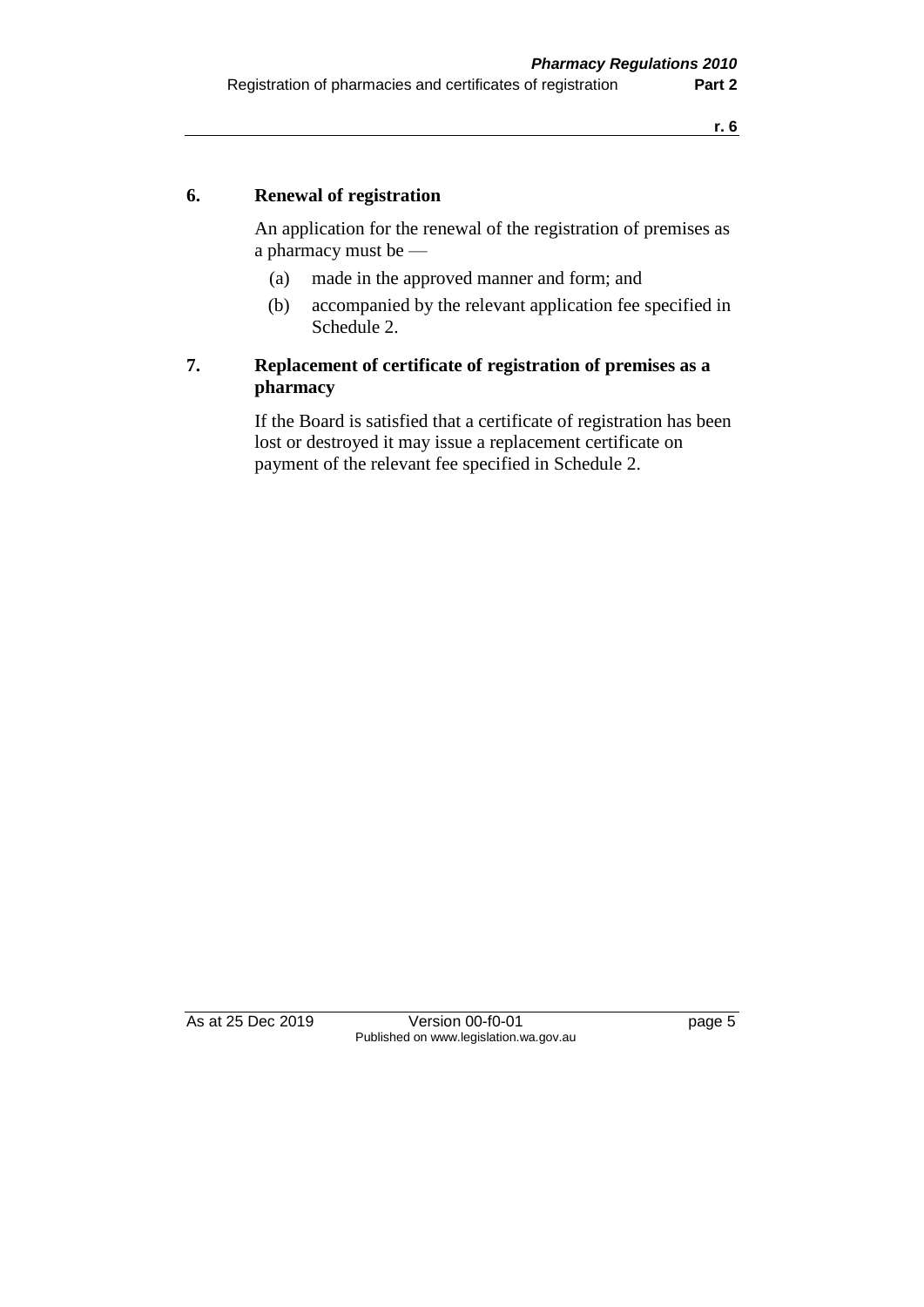### 6. Renewal of registration

An application for the renewal of the registration of premises as a pharmacy must be —

- (a) made in the approved manner and form; and
- (b) accompanied by the relevant application fee specified in Schedule 2.

### 7. Replacement of certificate of registration of premises as a pharmacy

If the Board is satisfied that a certificate of registration has been lost or destroyed it may issue a replacement certificate on payment of the relevant fee specified in Schedule 2.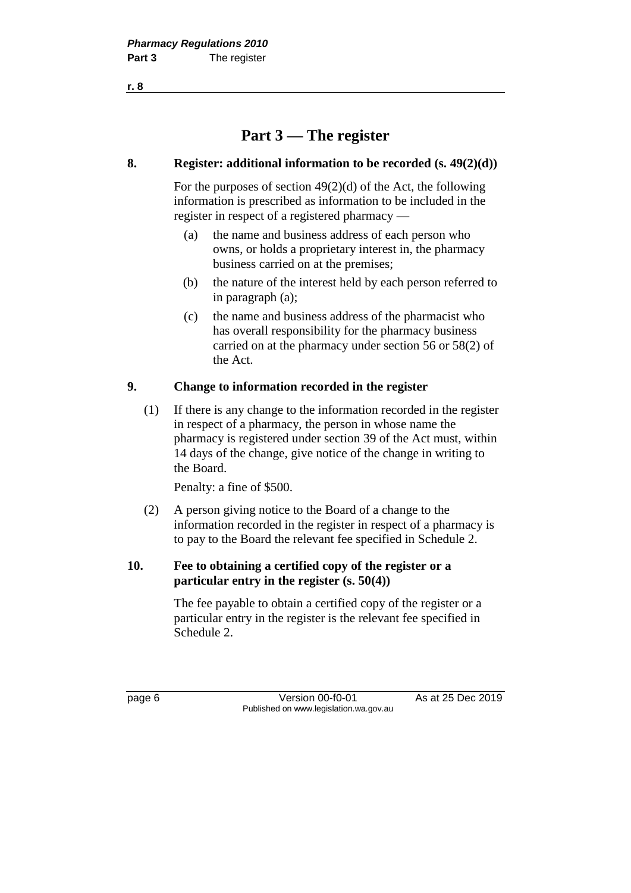# Part 3 — The register

## 8. Register: additional information to be recorded (s. 49(2)(d))

For the purposes of section 49(2)(d) of the Act, the following information is prescribed as information to be included in the register in respect of a registered pharmacy —

(a) the name and business address of each person who owns, or holds a proprietary interest in, the pharmacy business carried on at the premises;

(b) the nature of the interest held by each person referred to in paragraph (a);

(c) the name and business address of the pharmacist who has overall responsibility for the pharmacy business carried on at the pharmacy under section 56 or 58(2) of the Act.

## 9. Change to information recorded in the register

(1) If there is any change to the information recorded in the register in respect of a pharmacy, the person in whose name the pharmacy is registered under section 39 of the Act must, within 14 days of the change, give notice of the change in writing to the Board.

Penalty: a fine of $500.

(2) A person giving notice to the Board of a change to the information recorded in the register in respect of a pharmacy is to pay to the Board the relevant fee specified in Schedule 2.

## 10. Fee to obtaining a certified copy of the register or a particular entry in the register (s. 50(4))

The fee payable to obtain a certified copy of the register or a particular entry in the register is the relevant fee specified in Schedule 2.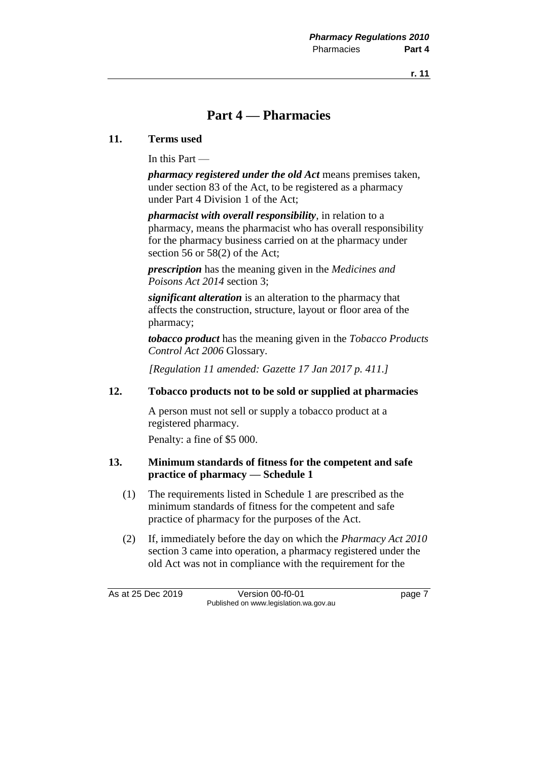# Part 4 — Pharmacies

## 11. Terms used

In this Part —

***pharmacy registered under the old Act*** means premises taken, under section 83 of the Act, to be registered as a pharmacy under Part 4 Division 1 of the Act;

***pharmacist with overall responsibility***, in relation to a pharmacy, means the pharmacist who has overall responsibility for the pharmacy business carried on at the pharmacy under section 56 or 58(2) of the Act;

***prescription*** has the meaning given in the *Medicines and Poisons Act 2014* section 3;

***significant alteration*** is an alteration to the pharmacy that affects the construction, structure, layout or floor area of the pharmacy;

***tobacco product*** has the meaning given in the *Tobacco Products Control Act 2006* Glossary.

*[Regulation 11 amended: Gazette 17 Jan 2017 p. 411.]*

## 12. Tobacco products not to be sold or supplied at pharmacies

A person must not sell or supply a tobacco product at a registered pharmacy.

Penalty: a fine of $5 000.

## 13. Minimum standards of fitness for the competent and safe practice of pharmacy — Schedule 1

(1) The requirements listed in Schedule 1 are prescribed as the minimum standards of fitness for the competent and safe practice of pharmacy for the purposes of the Act.

(2) If, immediately before the day on which the *Pharmacy Act 2010* section 3 came into operation, a pharmacy registered under the old Act was not in compliance with the requirement for the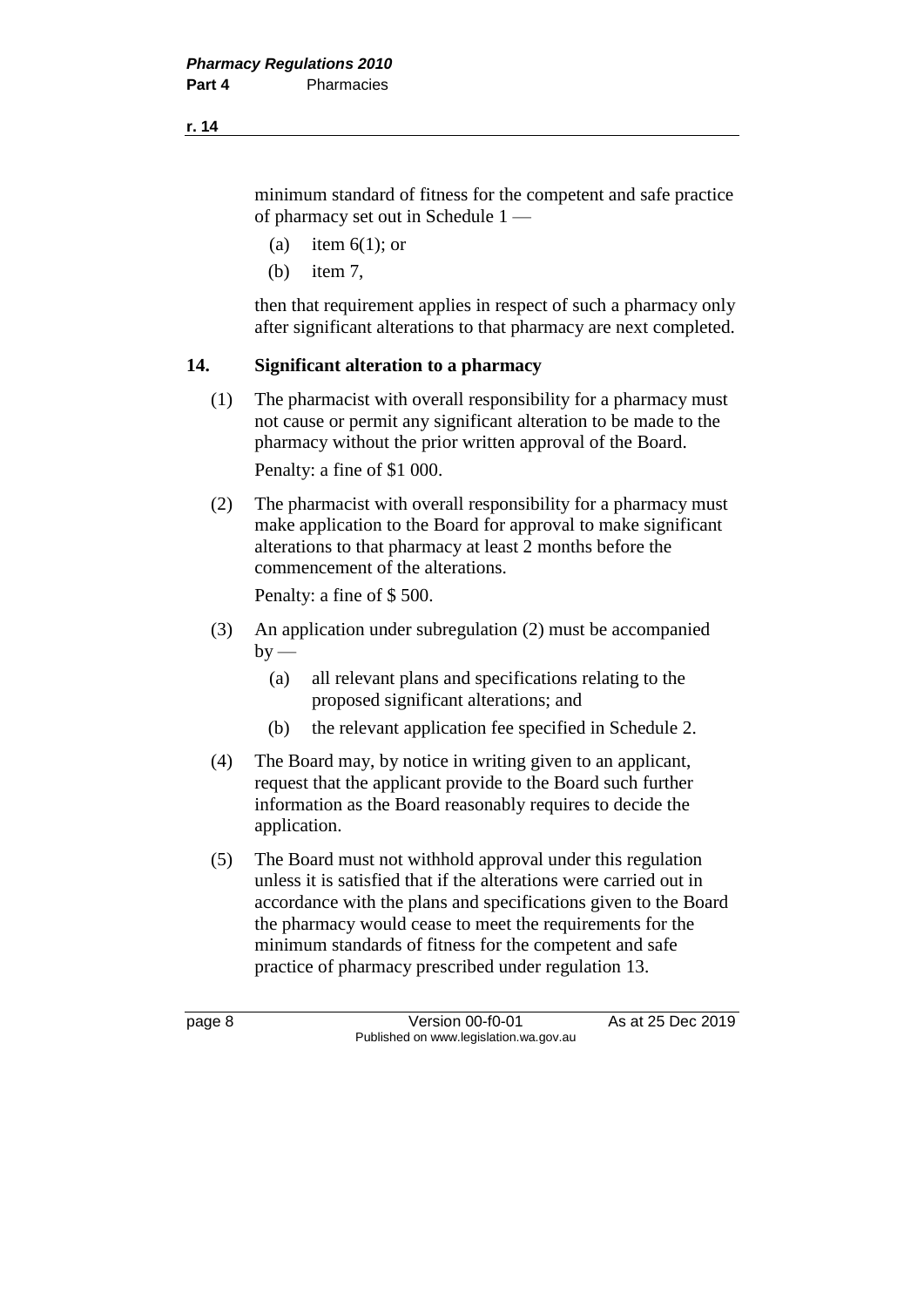minimum standard of fitness for the competent and safe practice of pharmacy set out in Schedule 1 —

(a) item 6(1); or

(b) item 7,

then that requirement applies in respect of such a pharmacy only after significant alterations to that pharmacy are next completed.

## 14. Significant alteration to a pharmacy

(1) The pharmacist with overall responsibility for a pharmacy must not cause or permit any significant alteration to be made to the pharmacy without the prior written approval of the Board.

Penalty: a fine of $1 000.

(2) The pharmacist with overall responsibility for a pharmacy must make application to the Board for approval to make significant alterations to that pharmacy at least 2 months before the commencement of the alterations.

Penalty: a fine of $ 500.

(3) An application under subregulation (2) must be accompanied by —

(a) all relevant plans and specifications relating to the proposed significant alterations; and

(b) the relevant application fee specified in Schedule 2.

(4) The Board may, by notice in writing given to an applicant, request that the applicant provide to the Board such further information as the Board reasonably requires to decide the application.

(5) The Board must not withhold approval under this regulation unless it is satisfied that if the alterations were carried out in accordance with the plans and specifications given to the Board the pharmacy would cease to meet the requirements for the minimum standards of fitness for the competent and safe practice of pharmacy prescribed under regulation 13.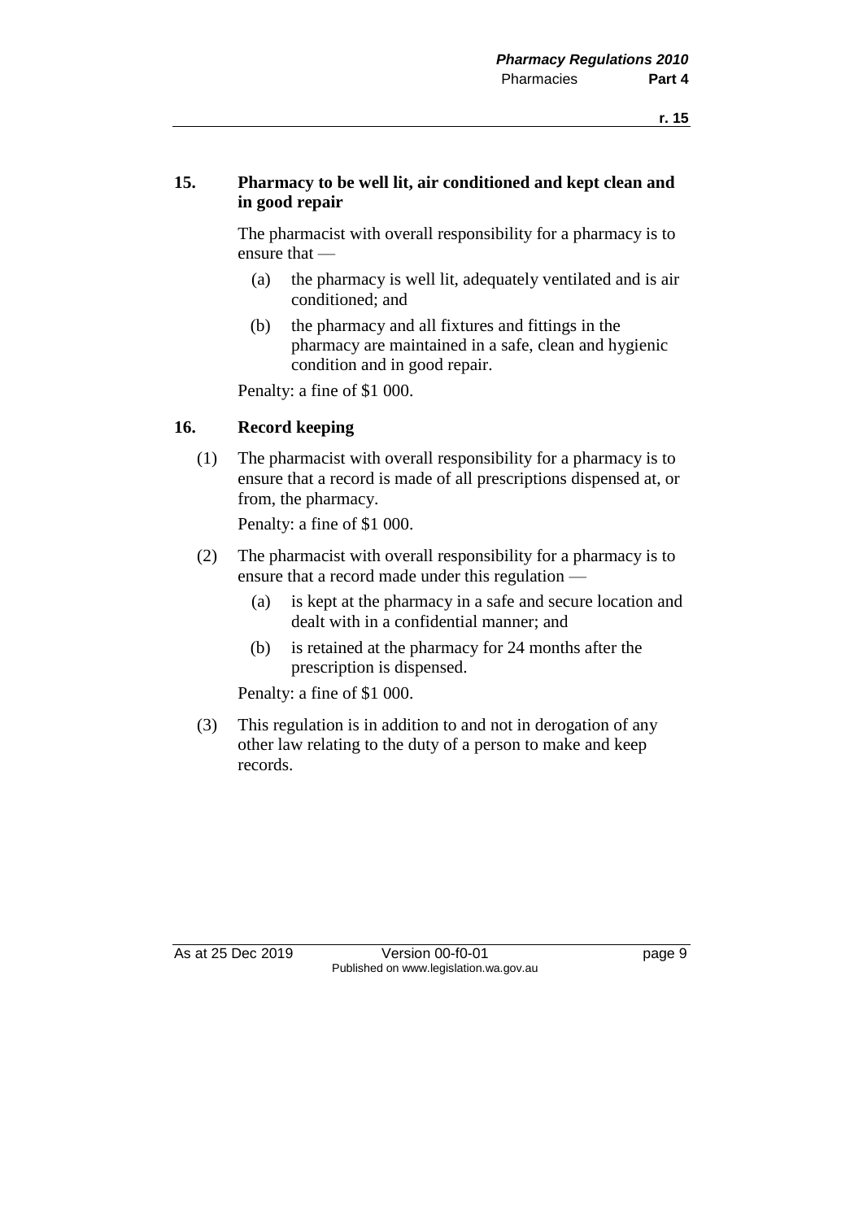### 15. Pharmacy to be well lit, air conditioned and kept clean and in good repair

The pharmacist with overall responsibility for a pharmacy is to ensure that —

- (a) the pharmacy is well lit, adequately ventilated and is air conditioned; and
- (b) the pharmacy and all fixtures and fittings in the pharmacy are maintained in a safe, clean and hygienic condition and in good repair.

Penalty: a fine of $1 000.

### 16. Record keeping

(1) The pharmacist with overall responsibility for a pharmacy is to ensure that a record is made of all prescriptions dispensed at, or from, the pharmacy.

Penalty: a fine of $1 000.

(2) The pharmacist with overall responsibility for a pharmacy is to ensure that a record made under this regulation —

- (a) is kept at the pharmacy in a safe and secure location and dealt with in a confidential manner; and
- (b) is retained at the pharmacy for 24 months after the prescription is dispensed.

Penalty: a fine of $1 000.

(3) This regulation is in addition to and not in derogation of any other law relating to the duty of a person to make and keep records.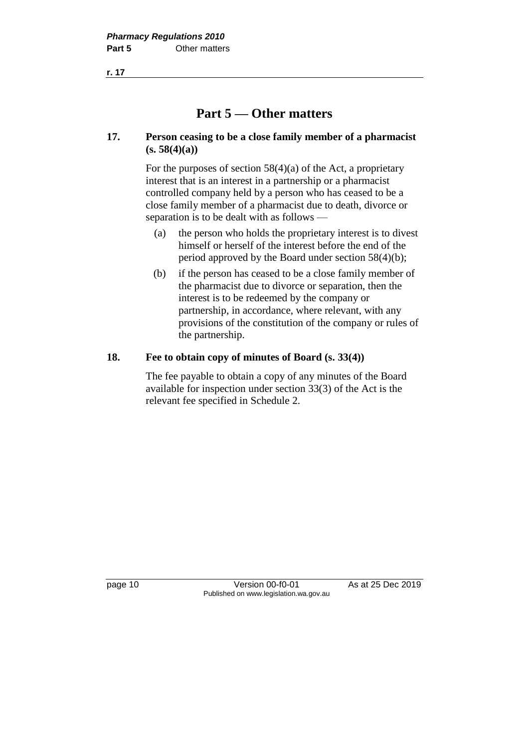# Part 5 — Other matters

## 17. Person ceasing to be a close family member of a pharmacist (s. 58(4)(a))

For the purposes of section 58(4)(a) of the Act, a proprietary interest that is an interest in a partnership or a pharmacist controlled company held by a person who has ceased to be a close family member of a pharmacist due to death, divorce or separation is to be dealt with as follows —

- (a) the person who holds the proprietary interest is to divest himself or herself of the interest before the end of the period approved by the Board under section 58(4)(b);
- (b) if the person has ceased to be a close family member of the pharmacist due to divorce or separation, then the interest is to be redeemed by the company or partnership, in accordance, where relevant, with any provisions of the constitution of the company or rules of the partnership.

## 18. Fee to obtain copy of minutes of Board (s. 33(4))

The fee payable to obtain a copy of any minutes of the Board available for inspection under section 33(3) of the Act is the relevant fee specified in Schedule 2.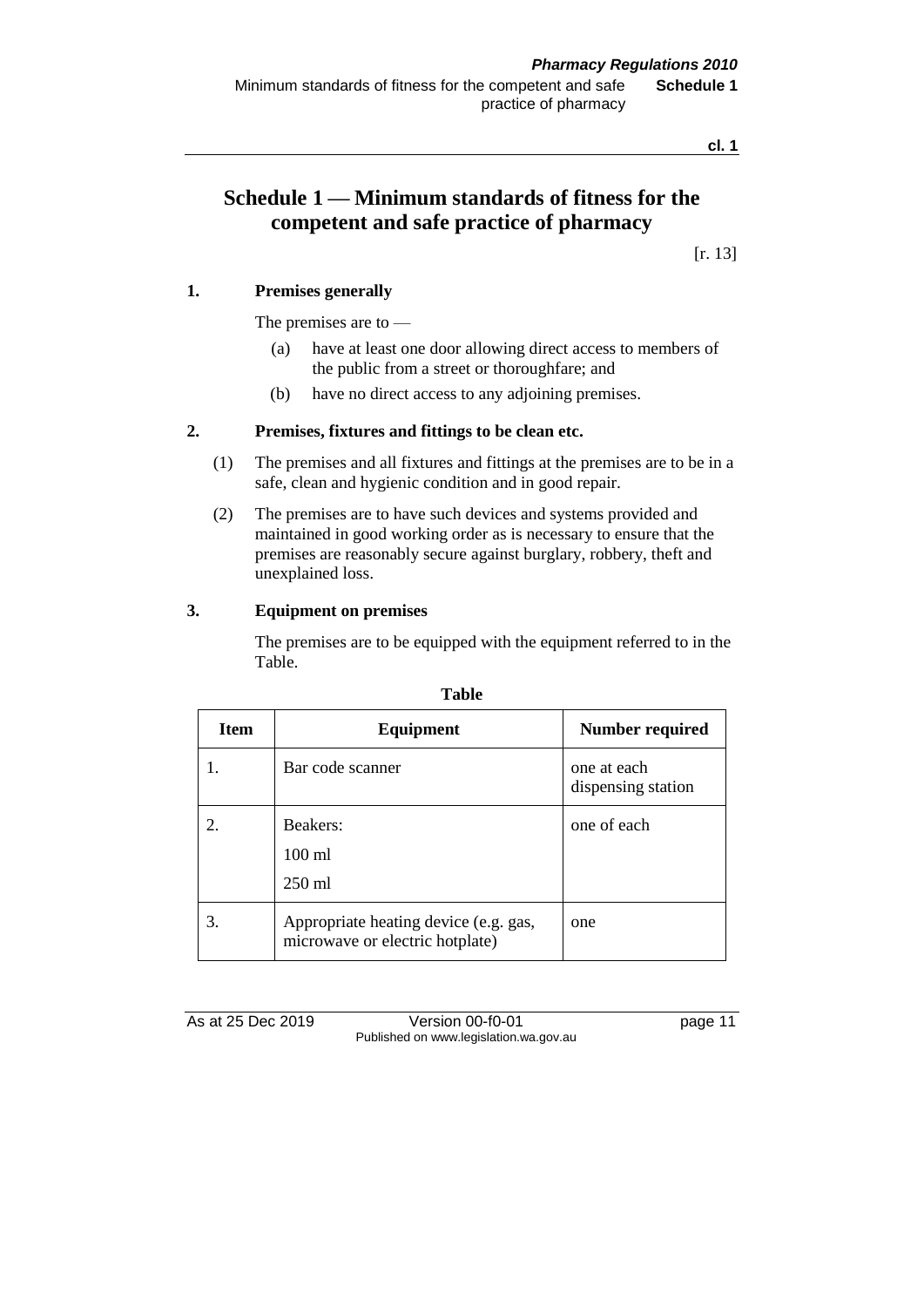# Schedule 1 — Minimum standards of fitness for the competent and safe practice of pharmacy

[r. 13]

**1. Premises generally**

The premises are to —

(a) have at least one door allowing direct access to members of the public from a street or thoroughfare; and

(b) have no direct access to any adjoining premises.

**2. Premises, fixtures and fittings to be clean etc.**

(1) The premises and all fixtures and fittings at the premises are to be in a safe, clean and hygienic condition and in good repair.

(2) The premises are to have such devices and systems provided and maintained in good working order as is necessary to ensure that the premises are reasonably secure against burglary, robbery, theft and unexplained loss.

**3. Equipment on premises**

The premises are to be equipped with the equipment referred to in the Table.

**Table**

| Item | Equipment | Number required |
|---|---|---|
| 1. | Bar code scanner | one at each dispensing station |
| 2. | Beakers:<br>100 ml<br>250 ml | one of each |
| 3. | Appropriate heating device (e.g. gas, microwave or electric hotplate) | one |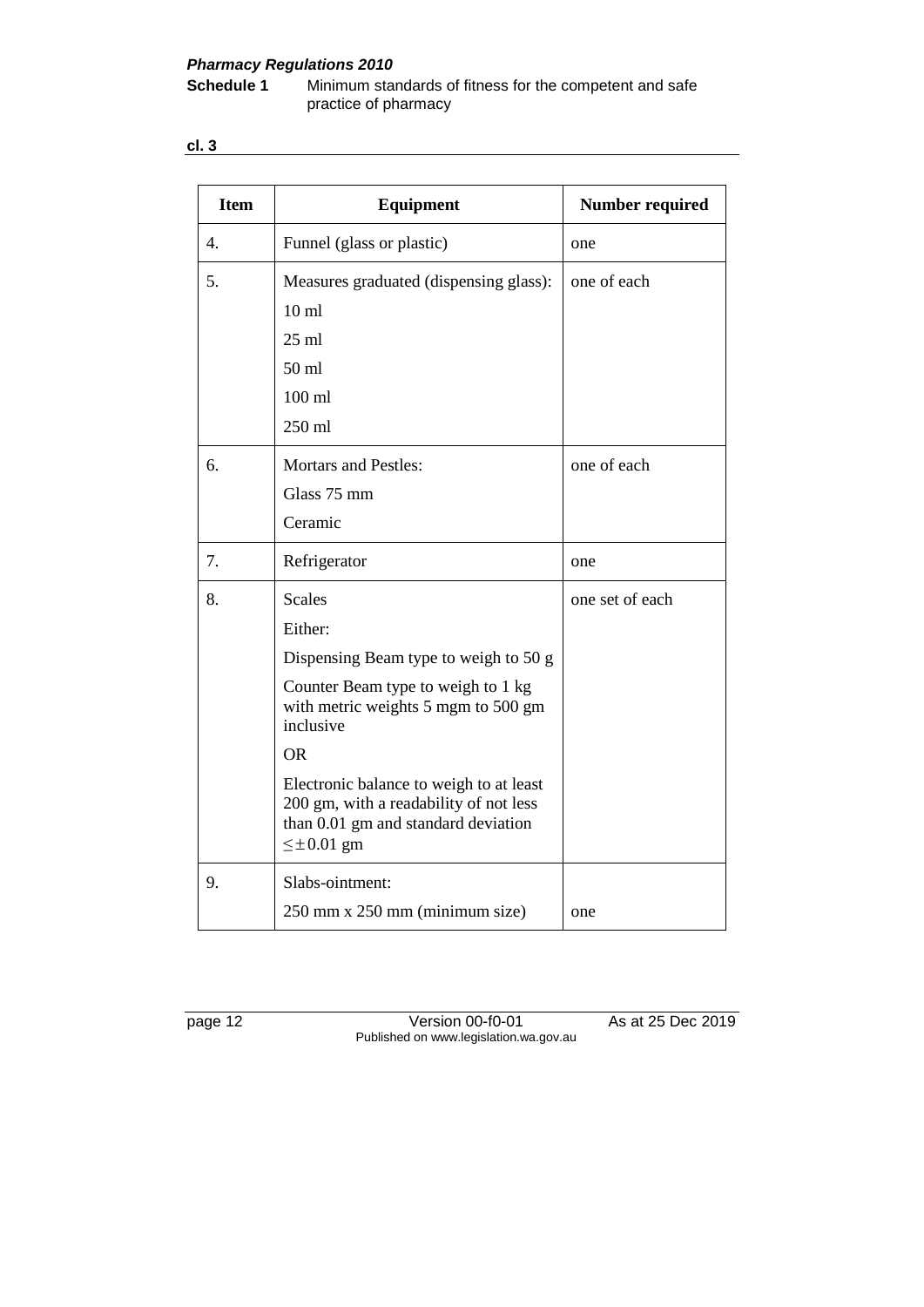| Item | Equipment | Number required |
| --- | --- | --- |
| 4. | Funnel (glass or plastic) | one |
| 5. | Measures graduated (dispensing glass):<br>10 ml<br>25 ml<br>50 ml<br>100 ml<br>250 ml | one of each |
| 6. | Mortars and Pestles:<br>Glass 75 mm<br>Ceramic | one of each |
| 7. | Refrigerator | one |
| 8. | Scales<br>Either:<br>Dispensing Beam type to weigh to 50 g<br>Counter Beam type to weigh to 1 kg with metric weights 5 mgm to 500 gm inclusive<br>OR<br>Electronic balance to weigh to at least 200 gm, with a readability of not less than 0.01 gm and standard deviation $\leq \pm 0.01$ gm | one set of each |
| 9. | Slabs-ointment:<br>250 mm x 250 mm (minimum size) | one |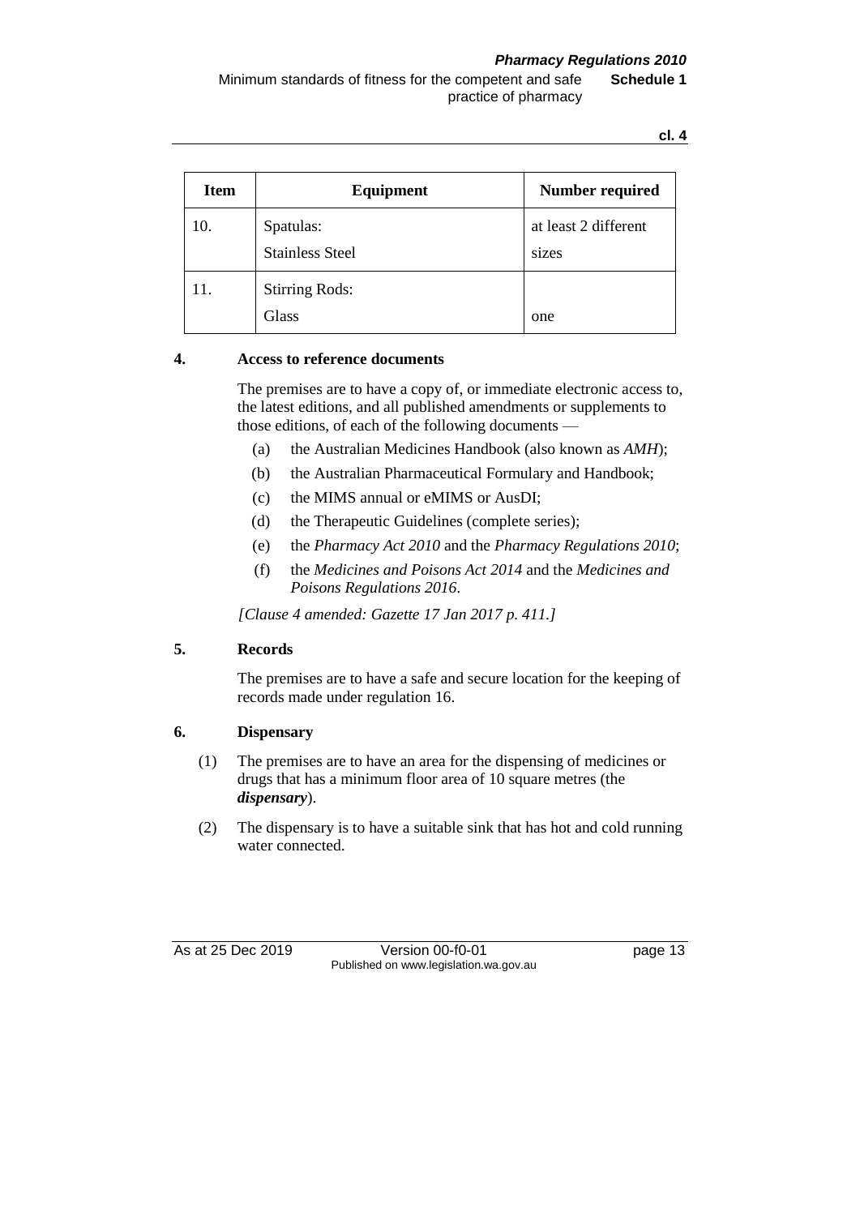| Item | Equipment | Number required |
|---|---|---|
| 10. | Spatulas:<br>Stainless Steel | at least 2 different sizes |
| 11. | Stirring Rods:<br>Glass | one |

**4. Access to reference documents**

The premises are to have a copy of, or immediate electronic access to, the latest editions, and all published amendments or supplements to those editions, of each of the following documents —

(a) the Australian Medicines Handbook (also known as *AMH*);

(b) the Australian Pharmaceutical Formulary and Handbook;

(c) the MIMS annual or eMIMS or AusDI;

(d) the Therapeutic Guidelines (complete series);

(e) the *Pharmacy Act 2010* and the *Pharmacy Regulations 2010*;

(f) the *Medicines and Poisons Act 2014* and the *Medicines and Poisons Regulations 2016*.

*[Clause 4 amended: Gazette 17 Jan 2017 p. 411.]*

**5. Records**

The premises are to have a safe and secure location for the keeping of records made under regulation 16.

**6. Dispensary**

(1) The premises are to have an area for the dispensing of medicines or drugs that has a minimum floor area of 10 square metres (the ***dispensary***).

(2) The dispensary is to have a suitable sink that has hot and cold running water connected.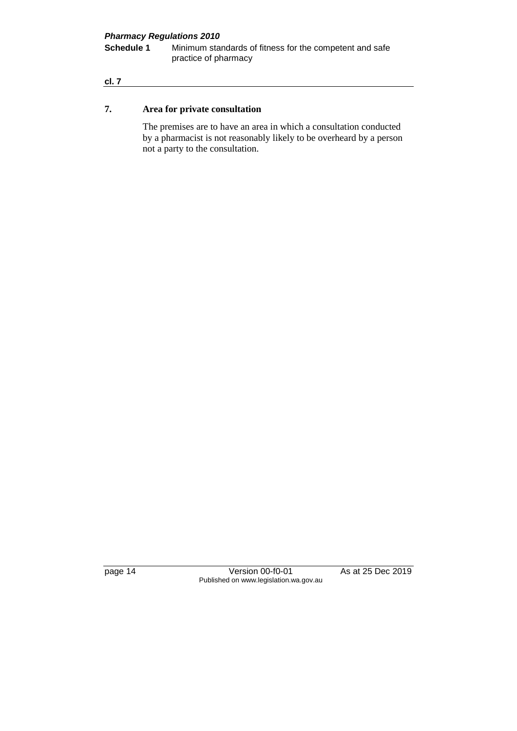## 7. Area for private consultation

The premises are to have an area in which a consultation conducted by a pharmacist is not reasonably likely to be overheard by a person not a party to the consultation.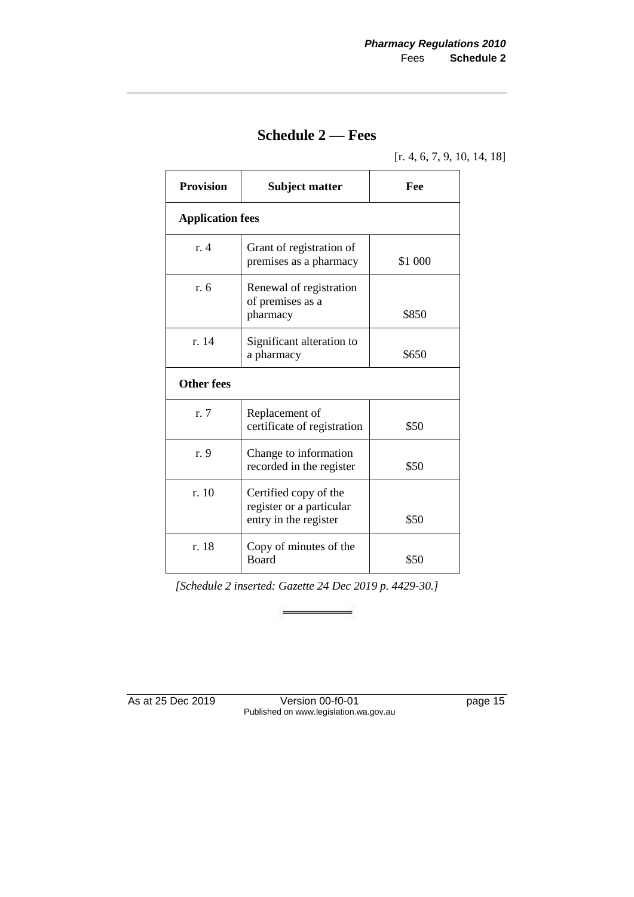# Schedule 2 — Fees

[r. 4, 6, 7, 9, 10, 14, 18]

| Provision | Subject matter | Fee |
|---|---|---|
| **Application fees** | | |
| r. 4 | Grant of registration of premises as a pharmacy | $1 000 |
| r. 6 | Renewal of registration of premises as a pharmacy | $850 |
| r. 14 | Significant alteration to a pharmacy | $650 |
| **Other fees** | | |
| r. 7 | Replacement of certificate of registration | $50 |
| r. 9 | Change to information recorded in the register | $50 |
| r. 10 | Certified copy of the register or a particular entry in the register | $50 |
| r. 18 | Copy of minutes of the Board | $50 |

*[Schedule 2 inserted: Gazette 24 Dec 2019 p. 4429-30.]*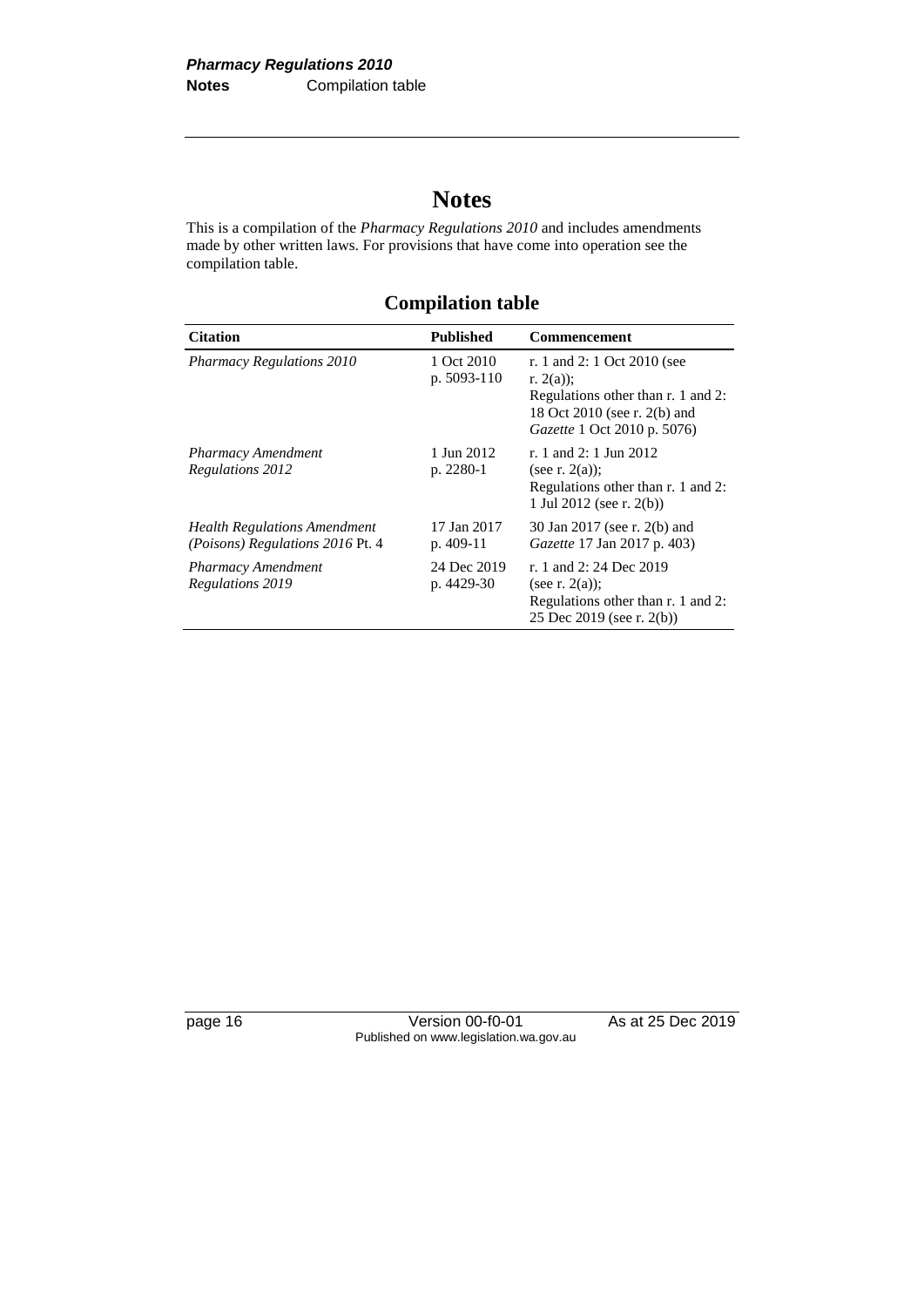# Notes

This is a compilation of the *Pharmacy Regulations 2010* and includes amendments made by other written laws. For provisions that have come into operation see the compilation table.

## Compilation table

| Citation | Published | Commencement |
|---|---|---|
| *Pharmacy Regulations 2010* | 1 Oct 2010 p. 5093-110 | r. 1 and 2: 1 Oct 2010 (see r. 2(a)); Regulations other than r. 1 and 2: 18 Oct 2010 (see r. 2(b) and *Gazette* 1 Oct 2010 p. 5076) |
| *Pharmacy Amendment Regulations 2012* | 1 Jun 2012 p. 2280-1 | r. 1 and 2: 1 Jun 2012 (see r. 2(a)); Regulations other than r. 1 and 2: 1 Jul 2012 (see r. 2(b)) |
| *Health Regulations Amendment (Poisons) Regulations 2016* Pt. 4 | 17 Jan 2017 p. 409-11 | 30 Jan 2017 (see r. 2(b) and *Gazette* 17 Jan 2017 p. 403) |
| *Pharmacy Amendment Regulations 2019* | 24 Dec 2019 p. 4429-30 | r. 1 and 2: 24 Dec 2019 (see r. 2(a)); Regulations other than r. 1 and 2: 25 Dec 2019 (see r. 2(b)) |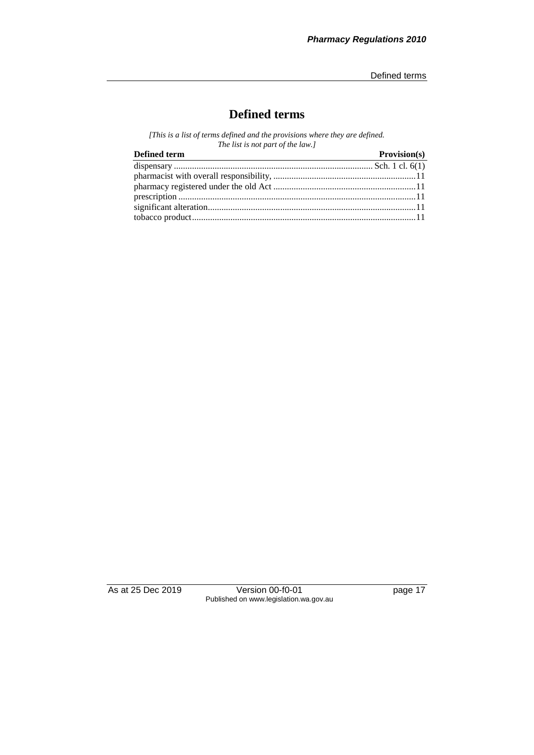# Defined terms

*[This is a list of terms defined and the provisions where they are defined. The list is not part of the law.]*

| Defined term | Provision(s) |
|---|---|
| dispensary | Sch. 1 cl. 6(1) |
| pharmacist with overall responsibility, | 11 |
| pharmacy registered under the old Act | 11 |
| prescription | 11 |
| significant alteration | 11 |
| tobacco product | 11 |